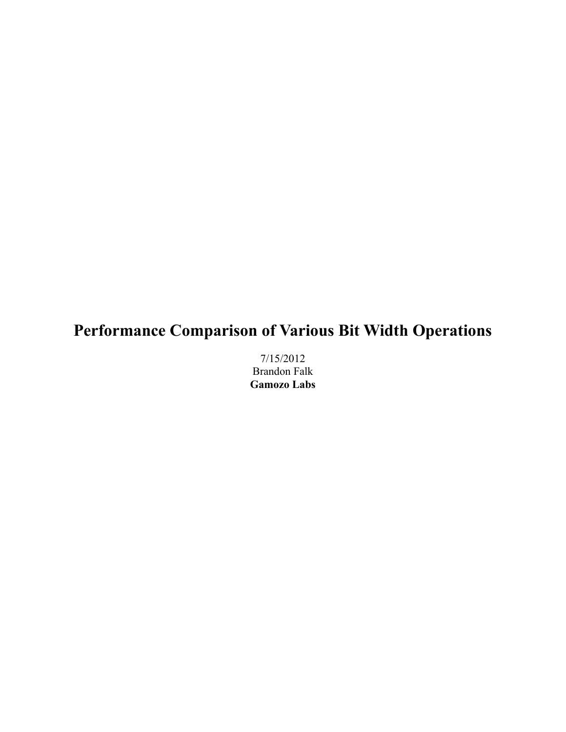# Performance Comparison of Various Bit Width Operations

7/15/2012
Brandon Falk
**Gamozo Labs**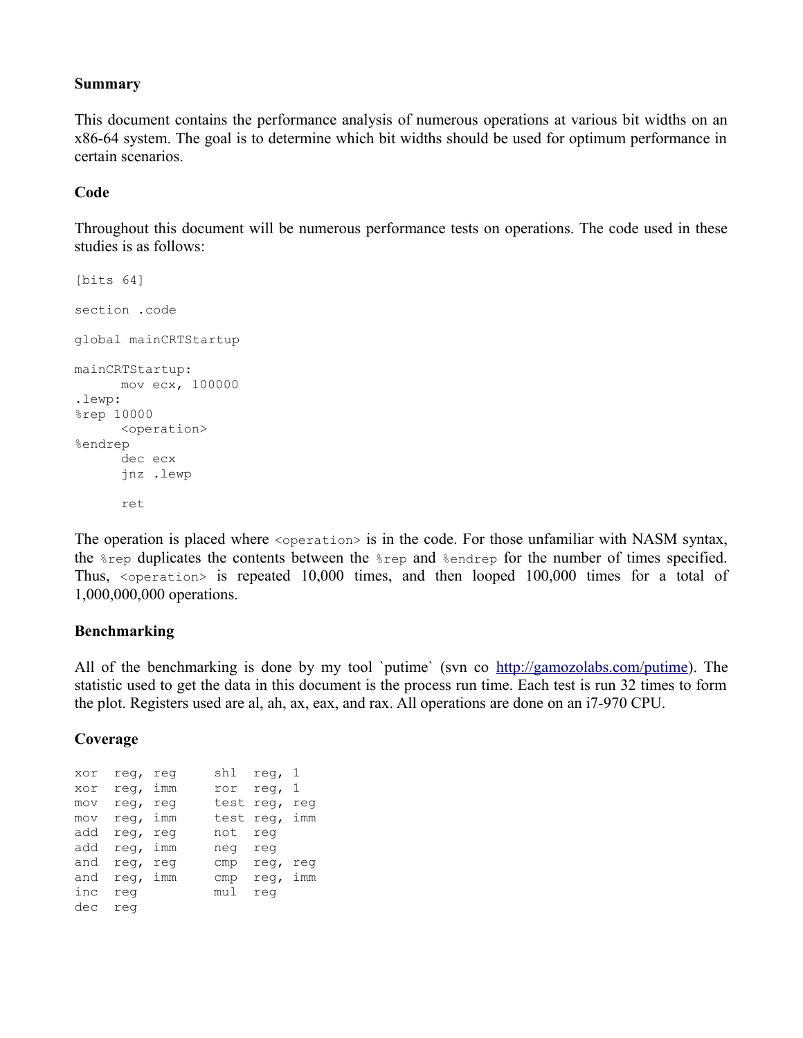**Summary**

This document contains the performance analysis of numerous operations at various bit widths on an x86-64 system. The goal is to determine which bit widths should be used for optimum performance in certain scenarios.

**Code**

Throughout this document will be numerous performance tests on operations. The code used in these studies is as follows:

```
[bits 64]

section .code

global mainCRTStartup

mainCRTStartup:
      mov ecx, 100000
.lewp:
%rep 10000
      <operation>
%endrep
      dec ecx
      jnz .lewp

      ret
```

The operation is placed where `<operation>` is in the code. For those unfamiliar with NASM syntax, the `%rep` duplicates the contents between the `%rep` and `%endrep` for the number of times specified. Thus, `<operation>` is repeated 10,000 times, and then looped 100,000 times for a total of 1,000,000,000 operations.

**Benchmarking**

All of the benchmarking is done by my tool `putime` (svn co http://gamozolabs.com/putime). The statistic used to get the data in this document is the process run time. Each test is run 32 times to form the plot. Registers used are al, ah, ax, eax, and rax. All operations are done on an i7-970 CPU.

**Coverage**

```
xor  reg, reg     shl  reg, 1
xor  reg, imm     ror  reg, 1
mov  reg, reg     test reg, reg
mov  reg, imm     test reg, imm
add  reg, reg     not  reg
add  reg, imm     neg  reg
and  reg, reg     cmp  reg, reg
and  reg, imm     cmp  reg, imm
inc  reg          mul  reg
dec  reg
```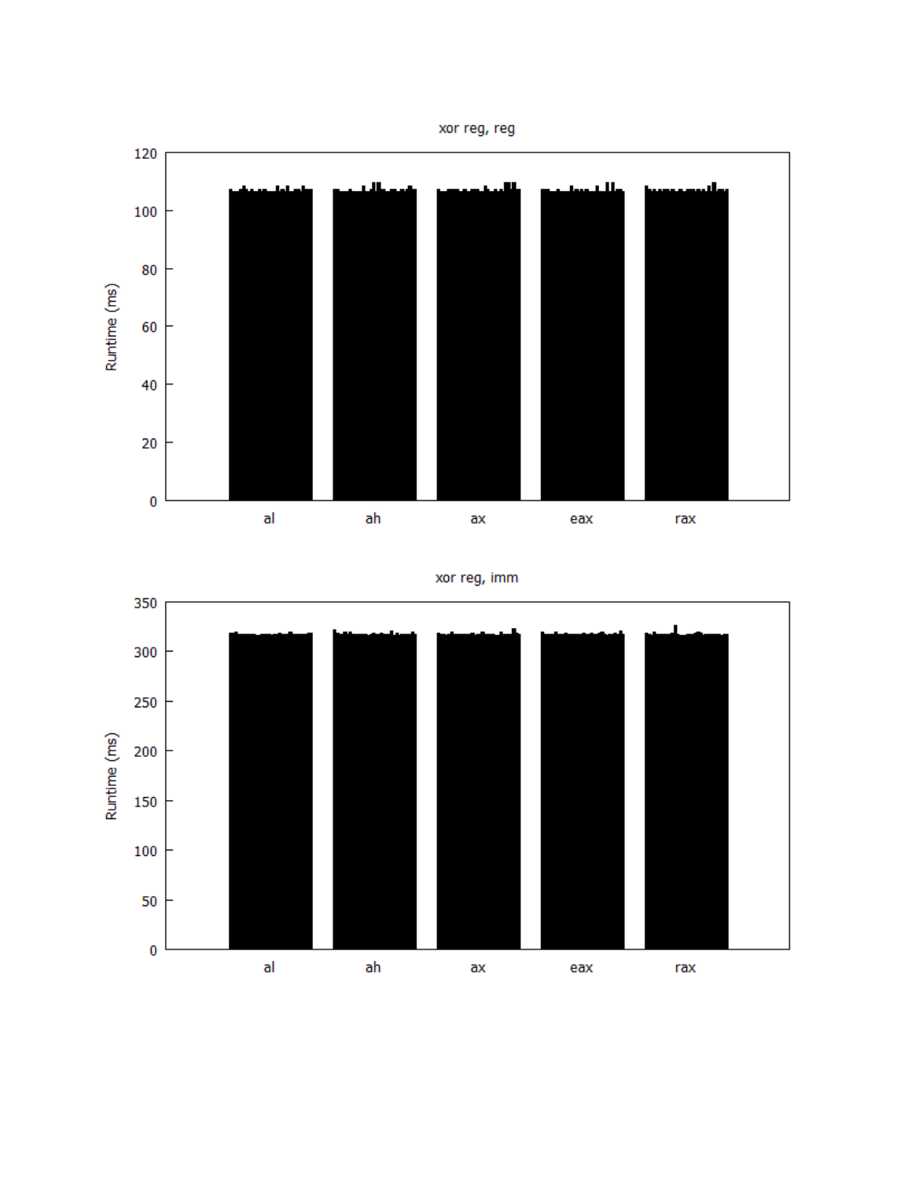xor reg, reg

Runtime (ms)

al ah ax eax rax

xor reg, imm

Runtime (ms)

al ah ax eax rax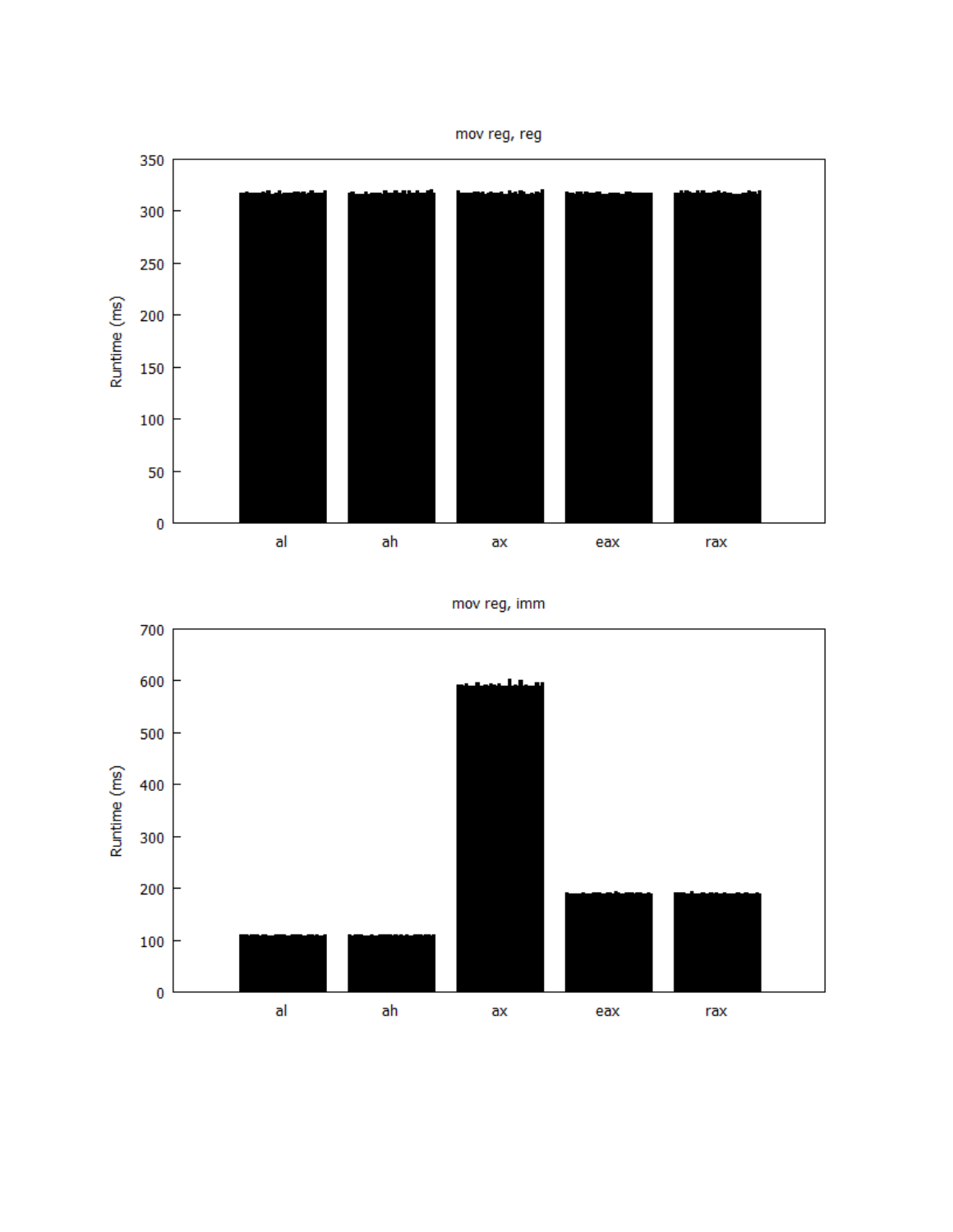mov reg, reg

Runtime (ms)

350
300
250
200
150
100
50
0

al ah ax eax rax

mov reg, imm

Runtime (ms)

700
600
500
400
300
200
100
0

al ah ax eax rax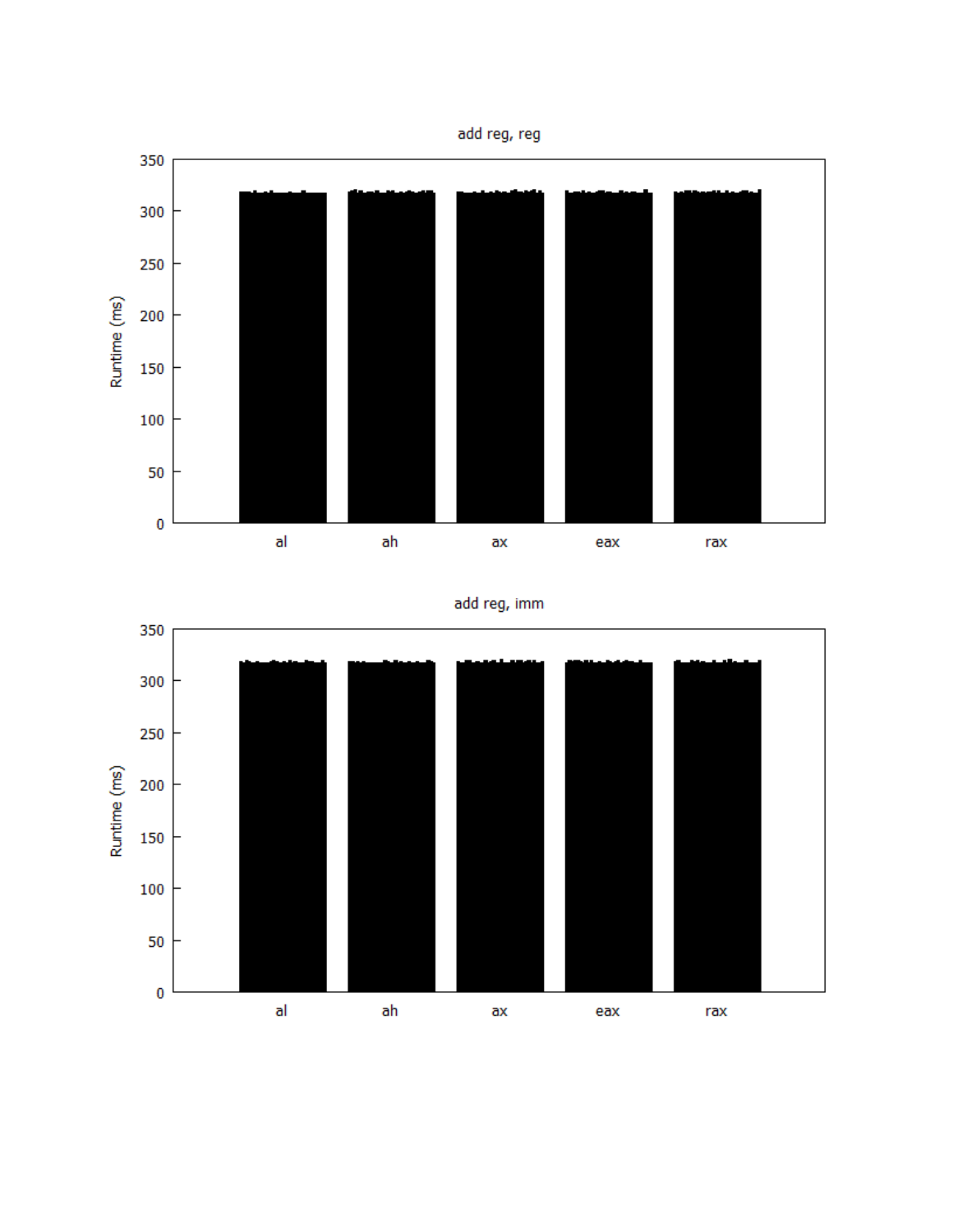add reg, reg

Runtime (ms)

350 300 250 200 150 100 50 0

al ah ax eax rax

add reg, imm

Runtime (ms)

350 300 250 200 150 100 50 0

al ah ax eax rax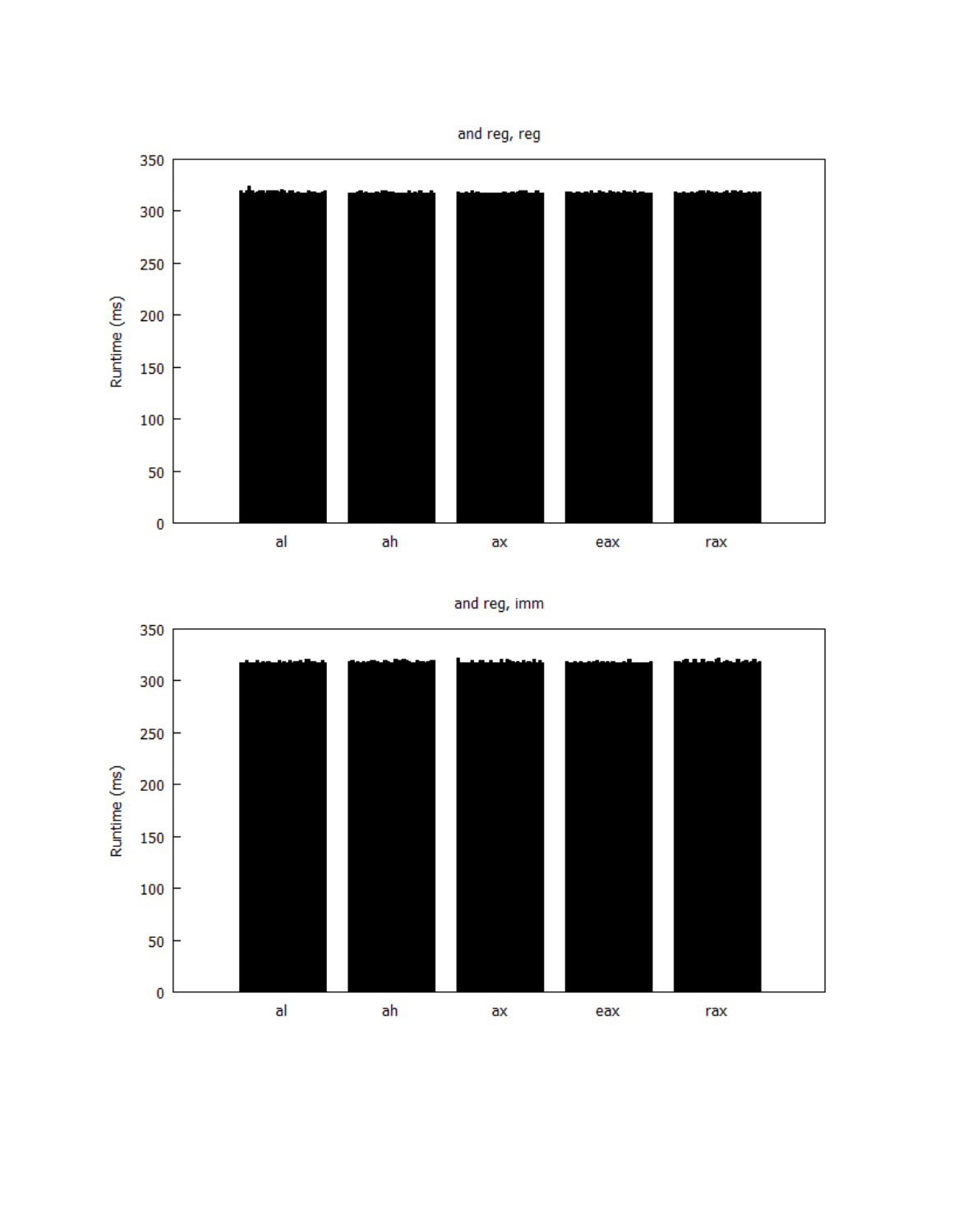and reg, reg

Runtime (ms)

0, 50, 100, 150, 200, 250, 300, 350

al ah ax eax rax

and reg, imm

Runtime (ms)

0, 50, 100, 150, 200, 250, 300, 350

al ah ax eax rax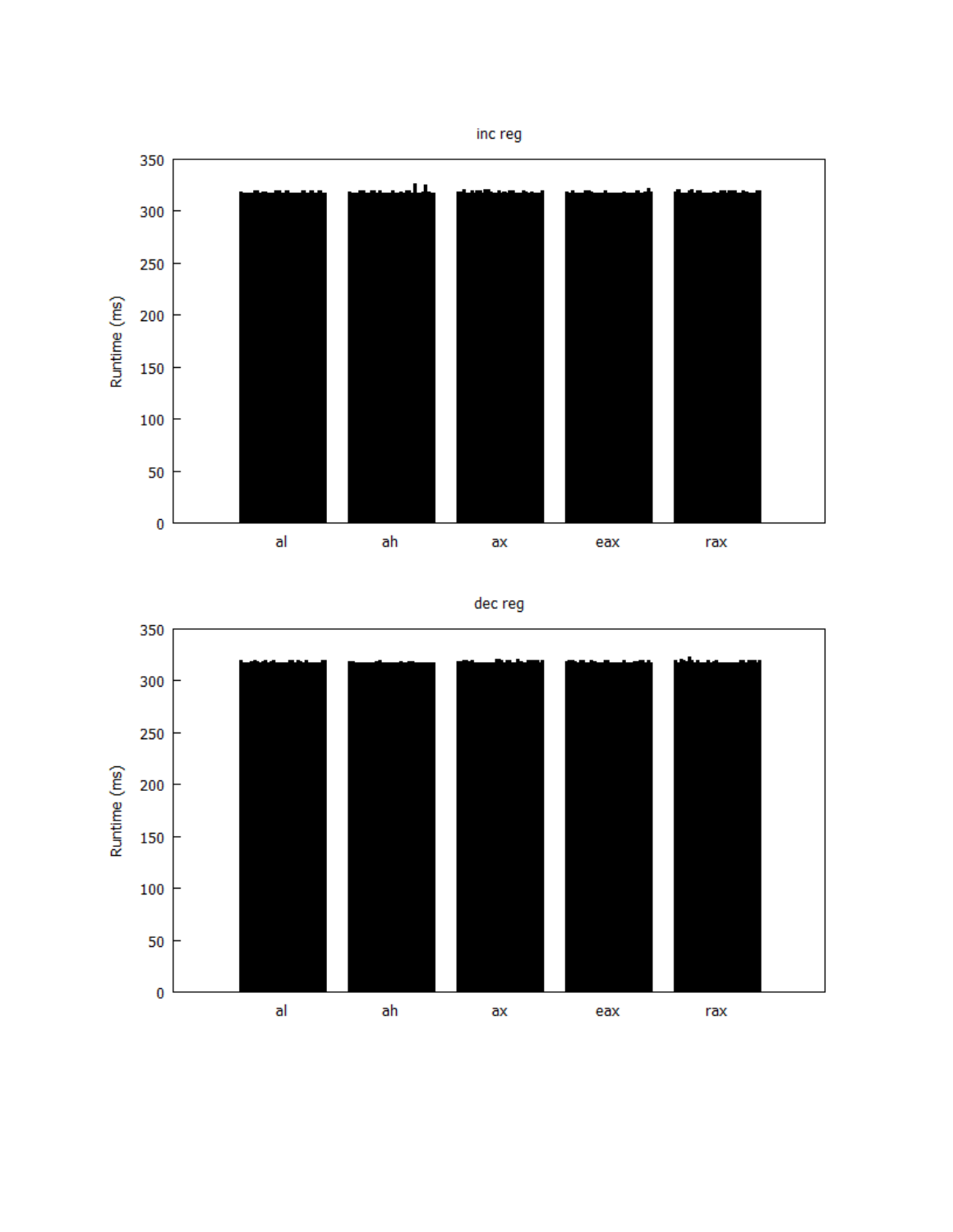inc reg

dec reg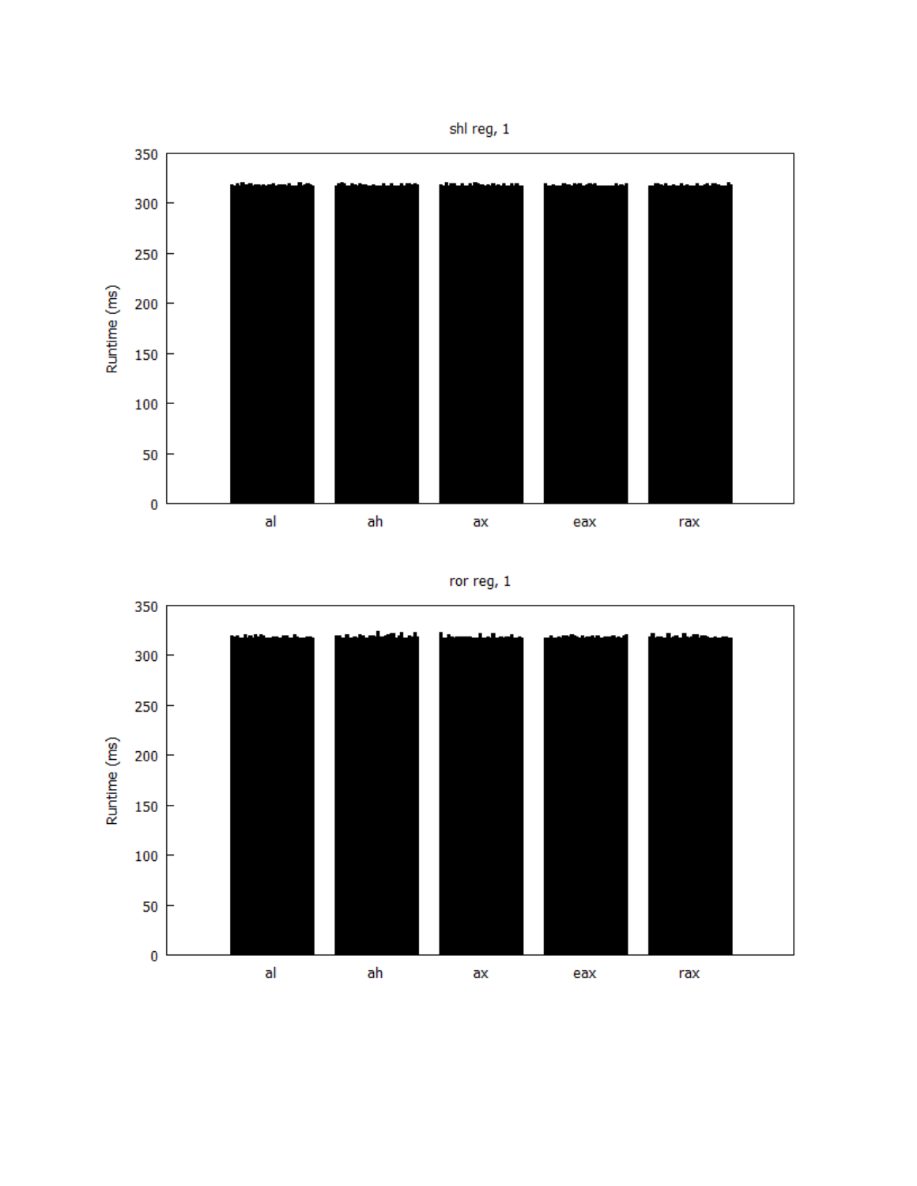shl reg, 1

ror reg, 1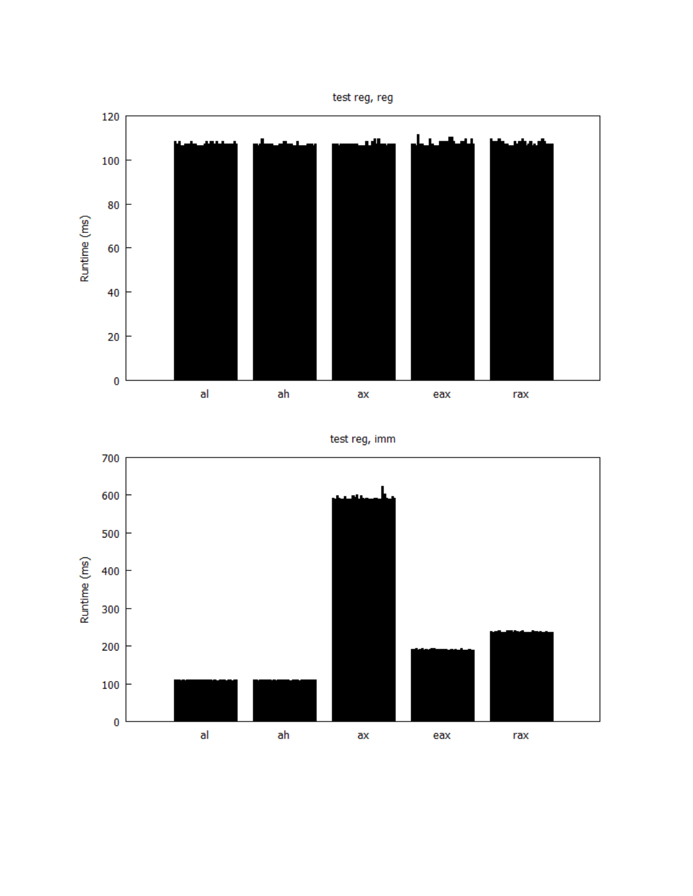test reg, reg

test reg, imm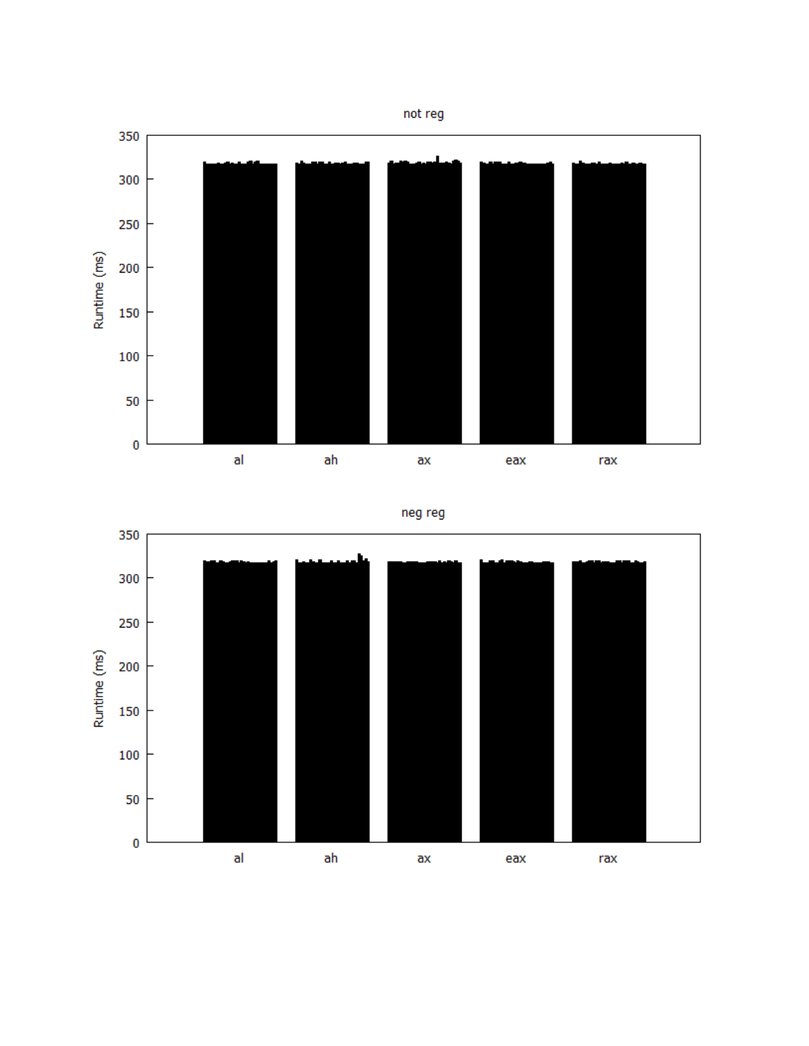not reg

Runtime (ms)

0 50 100 150 200 250 300 350

al ah ax eax rax

neg reg

Runtime (ms)

0 50 100 150 200 250 300 350

al ah ax eax rax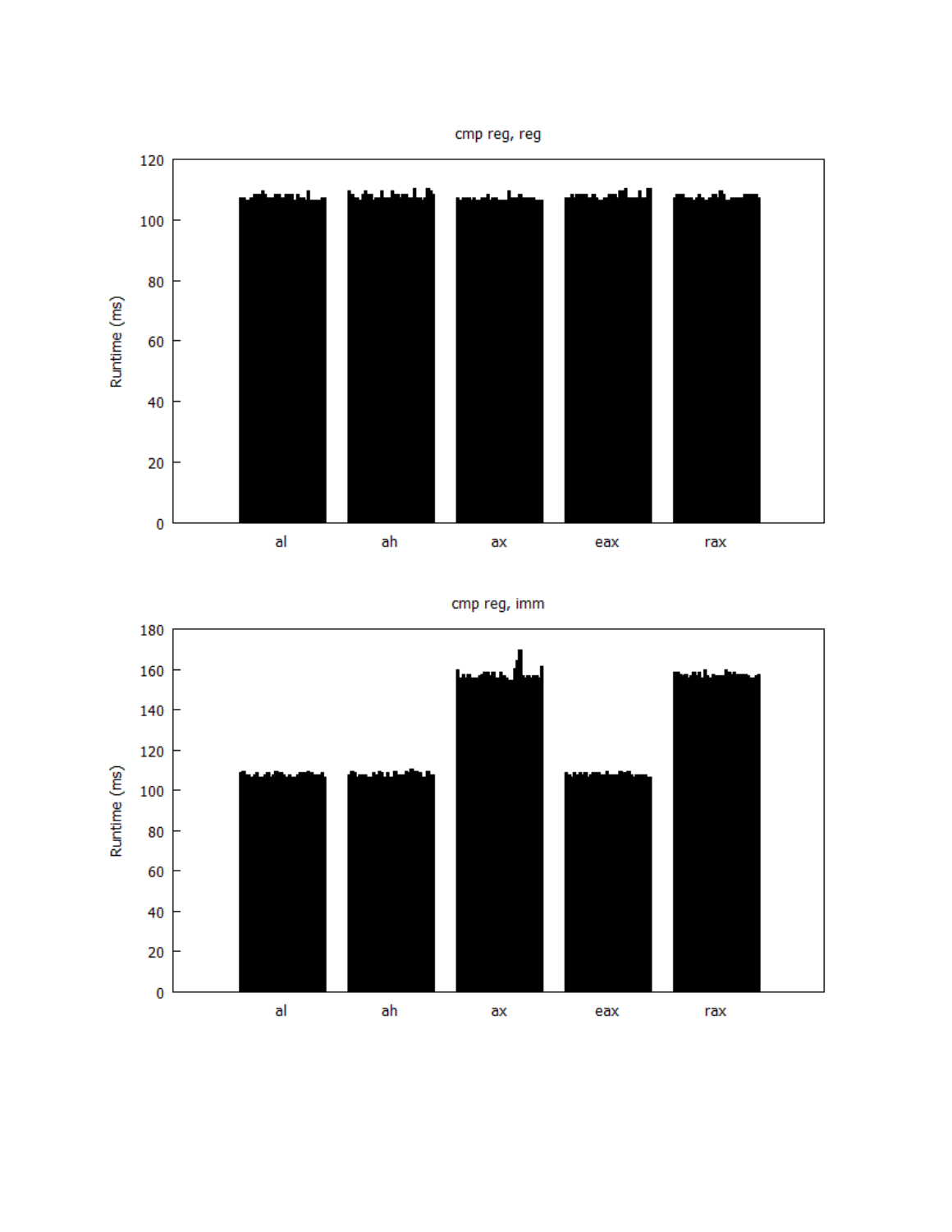cmp reg, reg

Runtime (ms)

120
100
80
60
40
20
0

al ah ax eax rax

cmp reg, imm

Runtime (ms)

180
160
140
120
100
80
60
40
20
0

al ah ax eax rax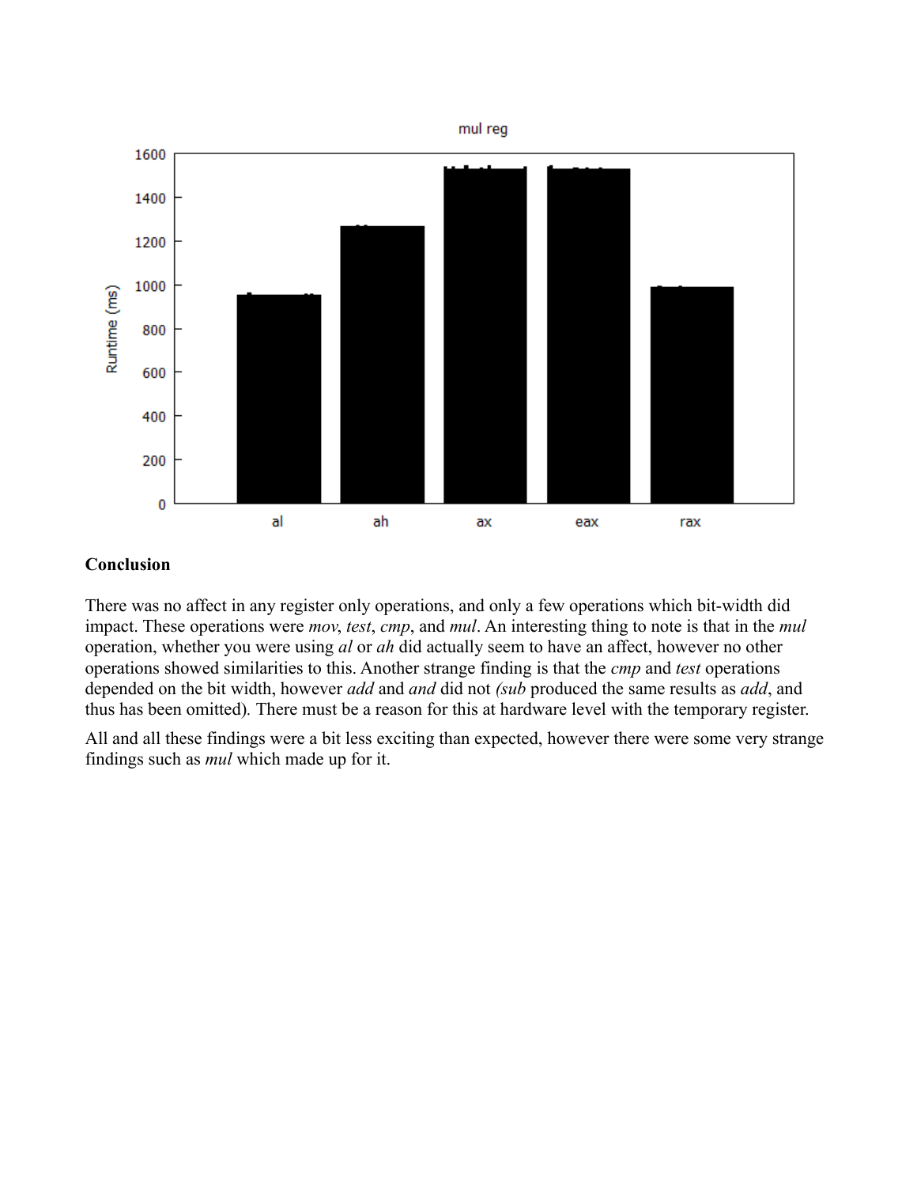mul reg

1600
1400
1200
1000
800
600
400
200
0

Runtime (ms)

al
ah
ax
eax
rax

**Conclusion**

There was no affect in any register only operations, and only a few operations which bit-width did impact. These operations were *mov*, *test*, *cmp*, and *mul*. An interesting thing to note is that in the *mul* operation, whether you were using *al* or *ah* did actually seem to have an affect, however no other operations showed similarities to this. Another strange finding is that the *cmp* and *test* operations depended on the bit width, however *add* and *and* did not *(sub* produced the same results as *add*, and thus has been omitted). There must be a reason for this at hardware level with the temporary register.

All and all these findings were a bit less exciting than expected, however there were some very strange findings such as *mul* which made up for it.